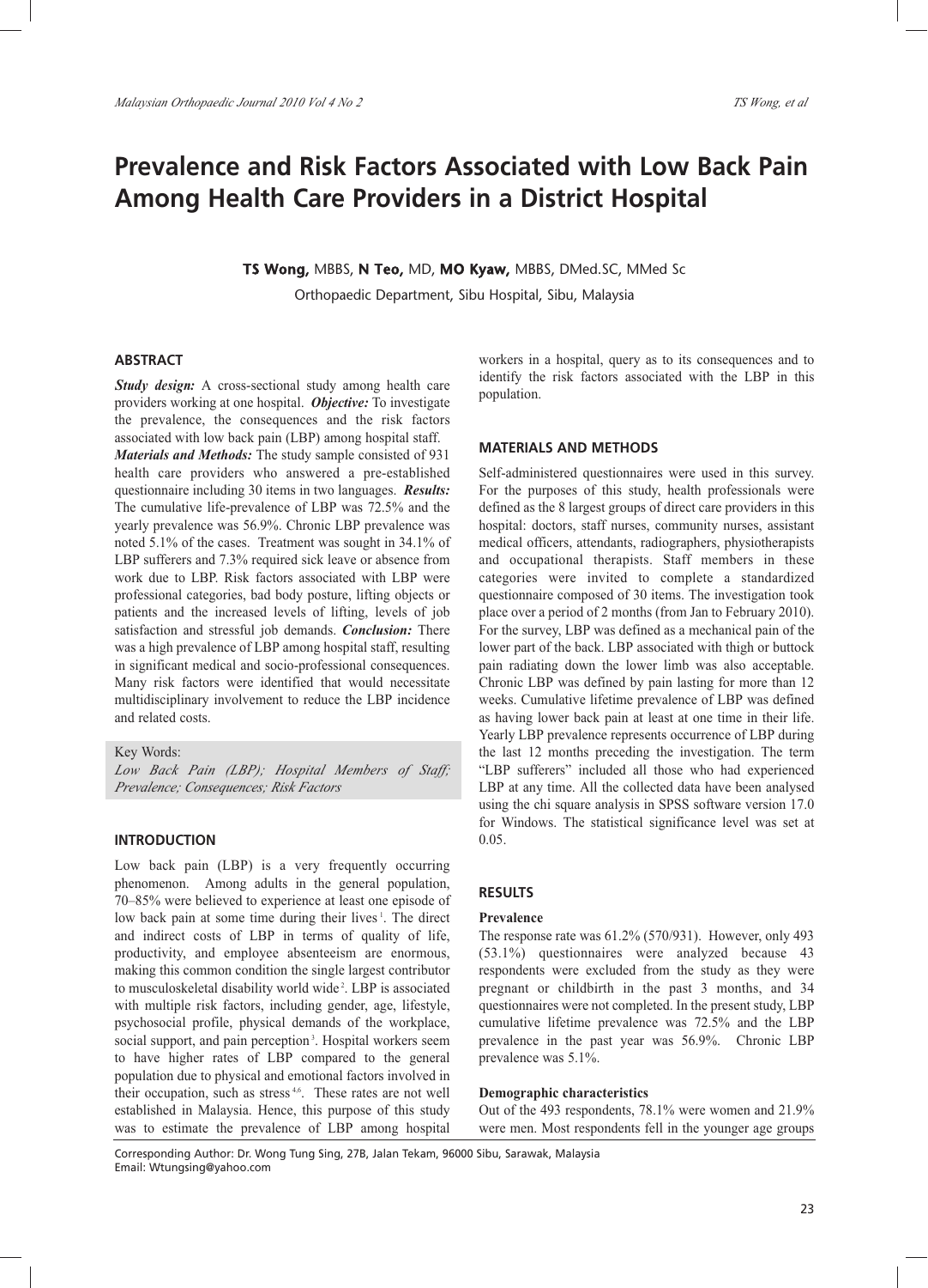# Prevalence and Risk Factors Associated with Low Back Pain Among Health Care Providers in a District Hospital

**TS Wong,** MBBS, **N Teo,** MD, **MO Kyaw,** MBBS, DMed.SC, MMed Sc

Orthopaedic Department, Sibu Hospital, Sibu, Malaysia

## ABSTRACT

***Study design:*** A cross-sectional study among health care providers working at one hospital. ***Objective:*** To investigate the prevalence, the consequences and the risk factors associated with low back pain (LBP) among hospital staff.

***Materials and Methods:*** The study sample consisted of 931 health care providers who answered a pre-established questionnaire including 30 items in two languages. ***Results:*** The cumulative life-prevalence of LBP was 72.5% and the yearly prevalence was 56.9%. Chronic LBP prevalence was noted 5.1% of the cases. Treatment was sought in 34.1% of LBP sufferers and 7.3% required sick leave or absence from work due to LBP. Risk factors associated with LBP were professional categories, bad body posture, lifting objects or patients and the increased levels of lifting, levels of job satisfaction and stressful job demands. ***Conclusion:*** There was a high prevalence of LBP among hospital staff, resulting in significant medical and socio-professional consequences. Many risk factors were identified that would necessitate multidisciplinary involvement to reduce the LBP incidence and related costs.

Key Words:

*Low Back Pain (LBP); Hospital Members of Staff; Prevalence; Consequences; Risk Factors*

## INTRODUCTION

Low back pain (LBP) is a very frequently occurring phenomenon. Among adults in the general population, 70–85% were believed to experience at least one episode of low back pain at some time during their lives [1]. The direct and indirect costs of LBP in terms of quality of life, productivity, and employee absenteeism are enormous, making this common condition the single largest contributor to musculoskeletal disability world wide [2]. LBP is associated with multiple risk factors, including gender, age, lifestyle, psychosocial profile, physical demands of the workplace, social support, and pain perception [3]. Hospital workers seem to have higher rates of LBP compared to the general population due to physical and emotional factors involved in their occupation, such as stress [4-6]. These rates are not well established in Malaysia. Hence, this purpose of this study was to estimate the prevalence of LBP among hospital workers in a hospital, query as to its consequences and to identify the risk factors associated with the LBP in this population.

## MATERIALS AND METHODS

Self-administered questionnaires were used in this survey. For the purposes of this study, health professionals were defined as the 8 largest groups of direct care providers in this hospital: doctors, staff nurses, community nurses, assistant medical officers, attendants, radiographers, physiotherapists and occupational therapists. Staff members in these categories were invited to complete a standardized questionnaire composed of 30 items. The investigation took place over a period of 2 months (from Jan to February 2010). For the survey, LBP was defined as a mechanical pain of the lower part of the back. LBP associated with thigh or buttock pain radiating down the lower limb was also acceptable. Chronic LBP was defined by pain lasting for more than 12 weeks. Cumulative lifetime prevalence of LBP was defined as having lower back pain at least at one time in their life. Yearly LBP prevalence represents occurrence of LBP during the last 12 months preceding the investigation. The term "LBP sufferers" included all those who had experienced LBP at any time. All the collected data have been analysed using the chi square analysis in SPSS software version 17.0 for Windows. The statistical significance level was set at 0.05.

## RESULTS

### Prevalence

The response rate was 61.2% (570/931). However, only 493 (53.1%) questionnaires were analyzed because 43 respondents were excluded from the study as they were pregnant or childbirth in the past 3 months, and 34 questionnaires were not completed. In the present study, LBP cumulative lifetime prevalence was 72.5% and the LBP prevalence in the past year was 56.9%. Chronic LBP prevalence was 5.1%.

### Demographic characteristics

Out of the 493 respondents, 78.1% were women and 21.9% were men. Most respondents fell in the younger age groups

Corresponding Author: Dr. Wong Tung Sing, 27B, Jalan Tekam, 96000 Sibu, Sarawak, Malaysia
Email: Wtungsing@yahoo.com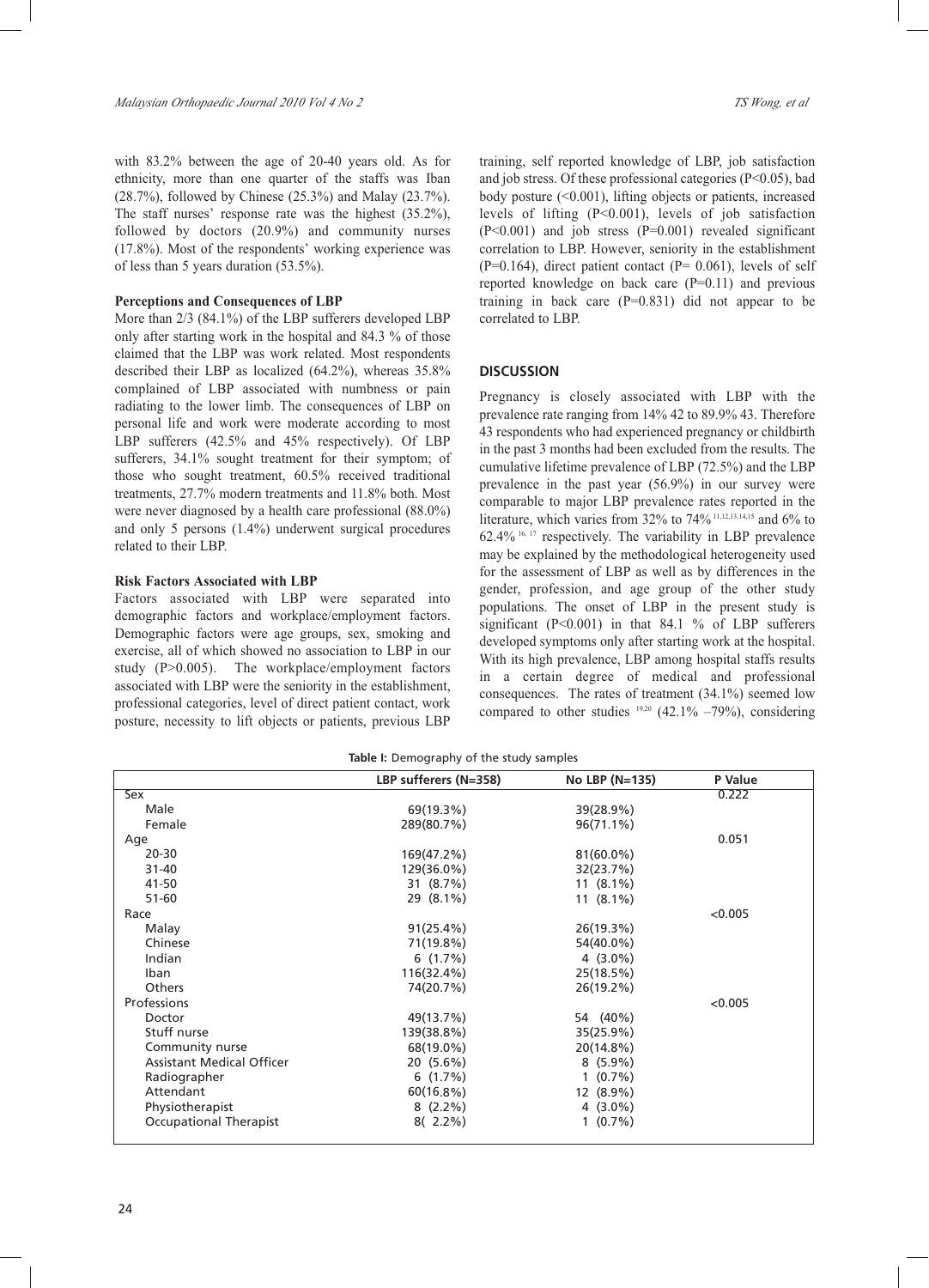with 83.2% between the age of 20-40 years old. As for ethnicity, more than one quarter of the staffs was Iban (28.7%), followed by Chinese (25.3%) and Malay (23.7%). The staff nurses' response rate was the highest (35.2%), followed by doctors (20.9%) and community nurses (17.8%). Most of the respondents' working experience was of less than 5 years duration (53.5%).

**Perceptions and Consequences of LBP**

More than 2/3 (84.1%) of the LBP sufferers developed LBP only after starting work in the hospital and 84.3 % of those claimed that the LBP was work related. Most respondents described their LBP as localized (64.2%), whereas 35.8% complained of LBP associated with numbness or pain radiating to the lower limb. The consequences of LBP on personal life and work were moderate according to most LBP sufferers (42.5% and 45% respectively). Of LBP sufferers, 34.1% sought treatment for their symptom; of those who sought treatment, 60.5% received traditional treatments, 27.7% modern treatments and 11.8% both. Most were never diagnosed by a health care professional (88.0%) and only 5 persons (1.4%) underwent surgical procedures related to their LBP.

**Risk Factors Associated with LBP**

Factors associated with LBP were separated into demographic factors and workplace/employment factors. Demographic factors were age groups, sex, smoking and exercise, all of which showed no association to LBP in our study ($P>0.005$). The workplace/employment factors associated with LBP were the seniority in the establishment, professional categories, level of direct patient contact, work posture, necessity to lift objects or patients, previous LBP training, self reported knowledge of LBP, job satisfaction and job stress. Of these professional categories ($P<0.05$), bad body posture ($<0.001$), lifting objects or patients, increased levels of lifting ($P<0.001$), levels of job satisfaction ($P<0.001$) and job stress ($P=0.001$) revealed significant correlation to LBP. However, seniority in the establishment ($P=0.164$), direct patient contact ($P= 0.061$), levels of self reported knowledge on back care ($P=0.11$) and previous training in back care ($P=0.831$) did not appear to be correlated to LBP.

## DISCUSSION

Pregnancy is closely associated with LBP with the prevalence rate ranging from 14% 42 to 89.9% 43. Therefore 43 respondents who had experienced pregnancy or childbirth in the past 3 months had been excluded from the results. The cumulative lifetime prevalence of LBP (72.5%) and the LBP prevalence in the past year (56.9%) in our survey were comparable to major LBP prevalence rates reported in the literature, which varies from 32% to 74% [11,12,13,14,15] and 6% to 62.4% [16, 17] respectively. The variability in LBP prevalence may be explained by the methodological heterogeneity used for the assessment of LBP as well as by differences in the gender, profession, and age group of the other study populations. The onset of LBP in the present study is significant ($P<0.001$) in that 84.1 % of LBP sufferers developed symptoms only after starting work at the hospital. With its high prevalence, LBP among hospital staffs results in a certain degree of medical and professional consequences. The rates of treatment (34.1%) seemed low compared to other studies [19,20] (42.1% –79%), considering

**Table I:** Demography of the study samples

| | LBP sufferers (N=358) | No LBP (N=135) | P Value |
|---|---|---|---|
| Sex | | | 0.222 |
| Male | 69(19.3%) | 39(28.9%) | |
| Female | 289(80.7%) | 96(71.1%) | |
| Age | | | 0.051 |
| 20-30 | 169(47.2%) | 81(60.0%) | |
| 31-40 | 129(36.0%) | 32(23.7%) | |
| 41-50 | 31 (8.7%) | 11 (8.1%) | |
| 51-60 | 29 (8.1%) | 11 (8.1%) | |
| Race | | | <0.005 |
| Malay | 91(25.4%) | 26(19.3%) | |
| Chinese | 71(19.8%) | 54(40.0%) | |
| Indian | 6 (1.7%) | 4 (3.0%) | |
| Iban | 116(32.4%) | 25(18.5%) | |
| Others | 74(20.7%) | 26(19.2%) | |
| Professions | | | <0.005 |
| Doctor | 49(13.7%) | 54 (40%) | |
| Stuff nurse | 139(38.8%) | 35(25.9%) | |
| Community nurse | 68(19.0%) | 20(14.8%) | |
| Assistant Medical Officer | 20 (5.6%) | 8 (5.9%) | |
| Radiographer | 6 (1.7%) | 1 (0.7%) | |
| Attendant | 60(16.8%) | 12 (8.9%) | |
| Physiotherapist | 8 (2.2%) | 4 (3.0%) | |
| Occupational Therapist | 8( 2.2%) | 1 (0.7%) | |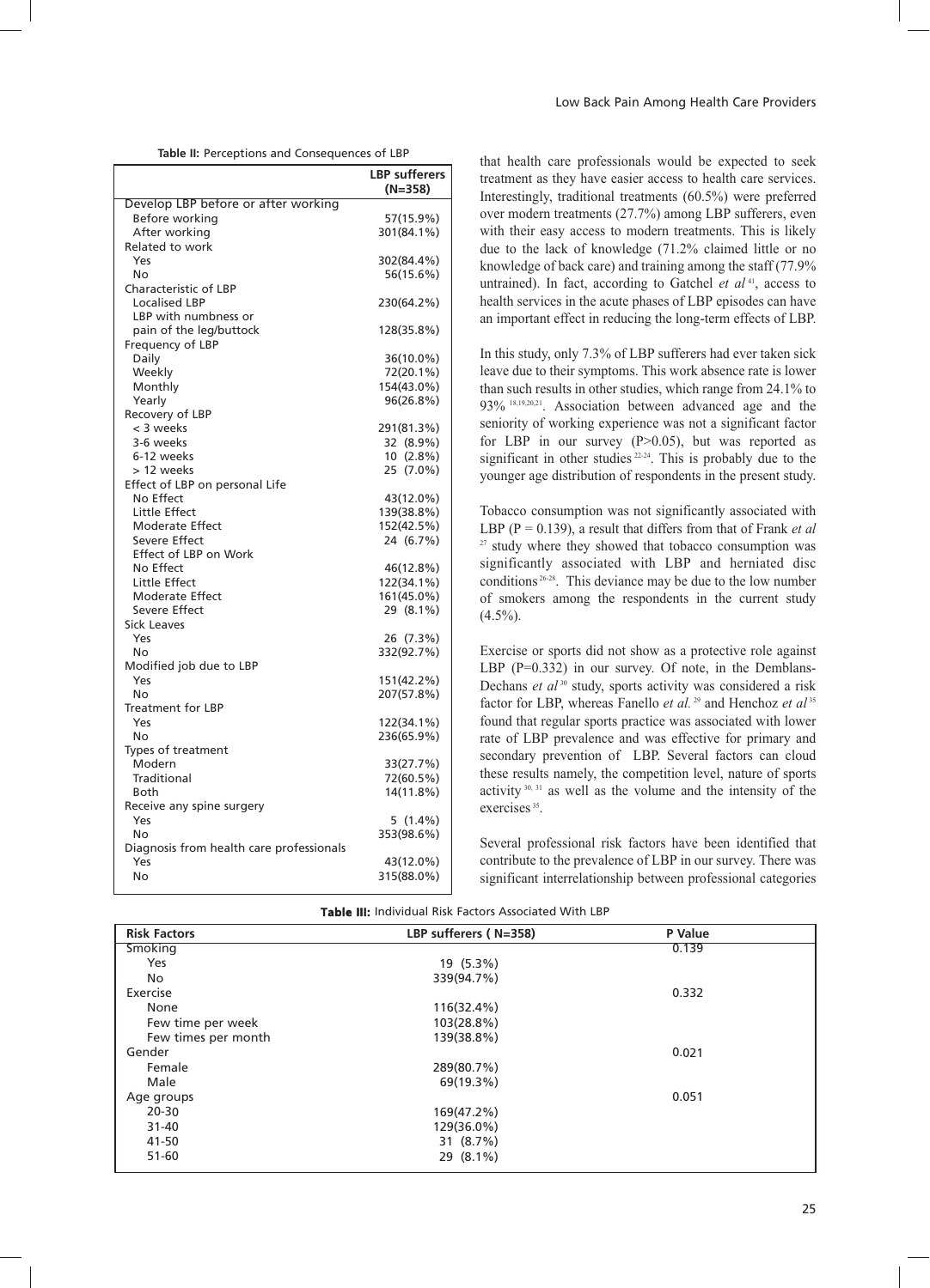**Table II:** Perceptions and Consequences of LBP

| | LBP sufferers (N=358) |
|---|---|
| Develop LBP before or after working | |
| Before working | 57(15.9%) |
| After working | 301(84.1%) |
| Related to work | |
| Yes | 302(84.4%) |
| No | 56(15.6%) |
| Characteristic of LBP | |
| Localised LBP | 230(64.2%) |
| LBP with numbness or pain of the leg/buttock | 128(35.8%) |
| Frequency of LBP | |
| Daily | 36(10.0%) |
| Weekly | 72(20.1%) |
| Monthly | 154(43.0%) |
| Yearly | 96(26.8%) |
| Recovery of LBP | |
| < 3 weeks | 291(81.3%) |
| 3-6 weeks | 32 (8.9%) |
| 6-12 weeks | 10 (2.8%) |
| > 12 weeks | 25 (7.0%) |
| Effect of LBP on personal Life | |
| No Effect | 43(12.0%) |
| Little Effect | 139(38.8%) |
| Moderate Effect | 152(42.5%) |
| Severe Effect | 24 (6.7%) |
| Effect of LBP on Work | |
| No Effect | 46(12.8%) |
| Little Effect | 122(34.1%) |
| Moderate Effect | 161(45.0%) |
| Severe Effect | 29 (8.1%) |
| Sick Leaves | |
| Yes | 26 (7.3%) |
| No | 332(92.7%) |
| Modified job due to LBP | |
| Yes | 151(42.2%) |
| No | 207(57.8%) |
| Treatment for LBP | |
| Yes | 122(34.1%) |
| No | 236(65.9%) |
| Types of treatment | |
| Modern | 33(27.7%) |
| Traditional | 72(60.5%) |
| Both | 14(11.8%) |
| Receive any spine surgery | |
| Yes | 5 (1.4%) |
| No | 353(98.6%) |
| Diagnosis from health care professionals | |
| Yes | 43(12.0%) |
| No | 315(88.0%) |

that health care professionals would be expected to seek treatment as they have easier access to health care services. Interestingly, traditional treatments (60.5%) were preferred over modern treatments (27.7%) among LBP sufferers, even with their easy access to modern treatments. This is likely due to the lack of knowledge (71.2% claimed little or no knowledge of back care) and training among the staff (77.9% untrained). In fact, according to Gatchel *et al*[41], access to health services in the acute phases of LBP episodes can have an important effect in reducing the long-term effects of LBP.

In this study, only 7.3% of LBP sufferers had ever taken sick leave due to their symptoms. This work absence rate is lower than such results in other studies, which range from 24.1% to 93%[18,19,20,21]. Association between advanced age and the seniority of working experience was not a significant factor for LBP in our survey (P>0.05), but was reported as significant in other studies[22-24]. This is probably due to the younger age distribution of respondents in the present study.

Tobacco consumption was not significantly associated with LBP (P = 0.139), a result that differs from that of Frank *et al*[27] study where they showed that tobacco consumption was significantly associated with LBP and herniated disc conditions[26-28]. This deviance may be due to the low number of smokers among the respondents in the current study (4.5%).

Exercise or sports did not show as a protective role against LBP (P=0.332) in our survey. Of note, in the Demblans-Dechans *et al*[30] study, sports activity was considered a risk factor for LBP, whereas Fanello *et al.*[29] and Henchoz *et al*[35] found that regular sports practice was associated with lower rate of LBP prevalence and was effective for primary and secondary prevention of LBP. Several factors can cloud these results namely, the competition level, nature of sports activity[30, 31] as well as the volume and the intensity of the exercises[35].

Several professional risk factors have been identified that contribute to the prevalence of LBP in our survey. There was significant interrelationship between professional categories

**Table III:** Individual Risk Factors Associated With LBP

| Risk Factors | LBP sufferers ( N=358) | P Value |
|---|---|---|
| Smoking | | 0.139 |
| Yes | 19 (5.3%) | |
| No | 339(94.7%) | |
| Exercise | | 0.332 |
| None | 116(32.4%) | |
| Few time per week | 103(28.8%) | |
| Few times per month | 139(38.8%) | |
| Gender | | 0.021 |
| Female | 289(80.7%) | |
| Male | 69(19.3%) | |
| Age groups | | 0.051 |
| 20-30 | 169(47.2%) | |
| 31-40 | 129(36.0%) | |
| 41-50 | 31 (8.7%) | |
| 51-60 | 29 (8.1%) | |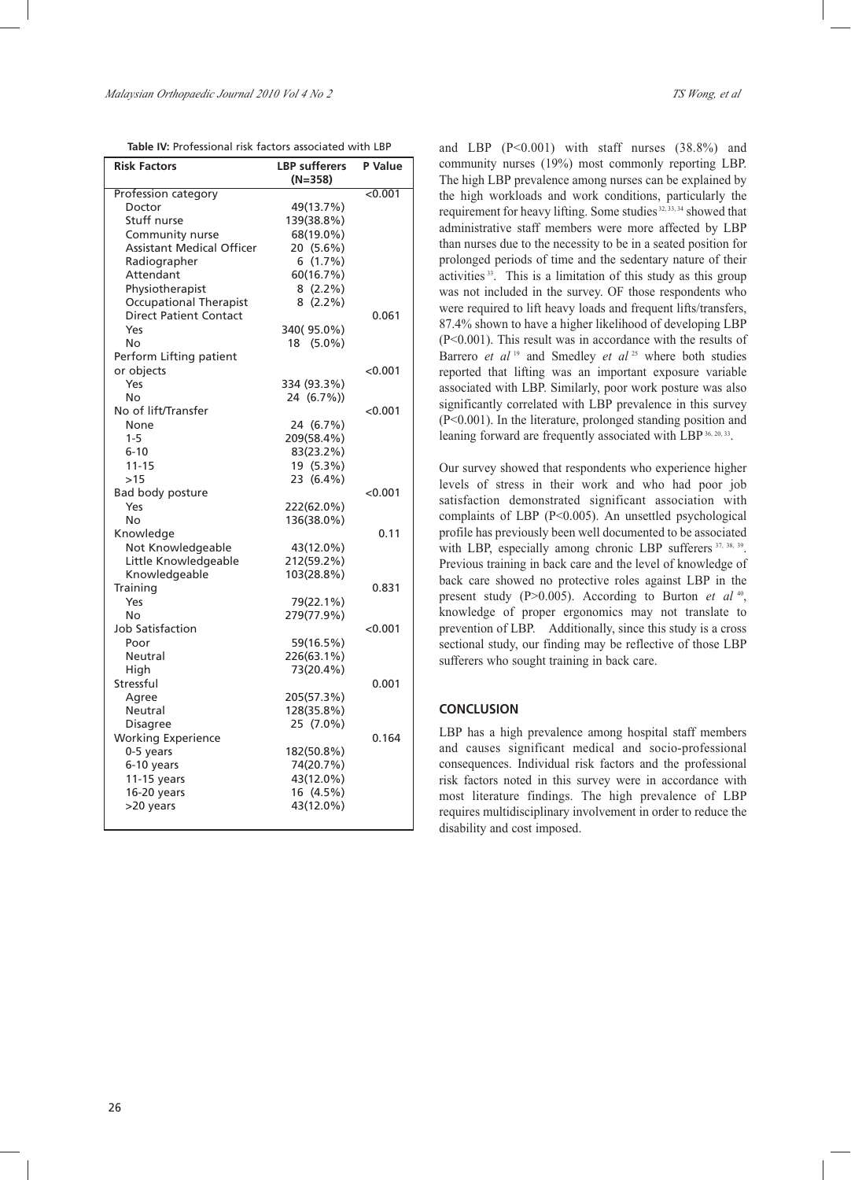**Table IV:** Professional risk factors associated with LBP

| Risk Factors | LBP sufferers (N=358) | P Value |
|---|---|---|
| Profession category | | <0.001 |
| Doctor | 49(13.7%) | |
| Stuff nurse | 139(38.8%) | |
| Community nurse | 68(19.0%) | |
| Assistant Medical Officer | 20 (5.6%) | |
| Radiographer | 6 (1.7%) | |
| Attendant | 60(16.7%) | |
| Physiotherapist | 8 (2.2%) | |
| Occupational Therapist | 8 (2.2%) | |
| Direct Patient Contact | | 0.061 |
| Yes | 340( 95.0%) | |
| No | 18 (5.0%) | |
| Perform Lifting patient or objects | | <0.001 |
| Yes | 334 (93.3%) | |
| No | 24 (6.7%)) | |
| No of lift/Transfer | | <0.001 |
| None | 24 (6.7%) | |
| 1-5 | 209(58.4%) | |
| 6-10 | 83(23.2%) | |
| 11-15 | 19 (5.3%) | |
| >15 | 23 (6.4%) | |
| Bad body posture | | <0.001 |
| Yes | 222(62.0%) | |
| No | 136(38.0%) | |
| Knowledge | | 0.11 |
| Not Knowledgeable | 43(12.0%) | |
| Little Knowledgeable | 212(59.2%) | |
| Knowledgeable | 103(28.8%) | |
| Training | | 0.831 |
| Yes | 79(22.1%) | |
| No | 279(77.9%) | |
| Job Satisfaction | | <0.001 |
| Poor | 59(16.5%) | |
| Neutral | 226(63.1%) | |
| High | 73(20.4%) | |
| Stressful | | 0.001 |
| Agree | 205(57.3%) | |
| Neutral | 128(35.8%) | |
| Disagree | 25 (7.0%) | |
| Working Experience | | 0.164 |
| 0-5 years | 182(50.8%) | |
| 6-10 years | 74(20.7%) | |
| 11-15 years | 43(12.0%) | |
| 16-20 years | 16 (4.5%) | |
| >20 years | 43(12.0%) | |

and LBP ($P<0.001$) with staff nurses (38.8%) and community nurses (19%) most commonly reporting LBP. The high LBP prevalence among nurses can be explained by the high workloads and work conditions, particularly the requirement for heavy lifting. Some studies [32, 33, 34] showed that administrative staff members were more affected by LBP than nurses due to the necessity to be in a seated position for prolonged periods of time and the sedentary nature of their activities [33]. This is a limitation of this study as this group was not included in the survey. OF those respondents who were required to lift heavy loads and frequent lifts/transfers, 87.4% shown to have a higher likelihood of developing LBP ($P<0.001$). This result was in accordance with the results of Barrero *et al* [19] and Smedley *et al* [25] where both studies reported that lifting was an important exposure variable associated with LBP. Similarly, poor work posture was also significantly correlated with LBP prevalence in this survey ($P<0.001$). In the literature, prolonged standing position and leaning forward are frequently associated with LBP [36, 20, 33].

Our survey showed that respondents who experience higher levels of stress in their work and who had poor job satisfaction demonstrated significant association with complaints of LBP ($P<0.005$). An unsettled psychological profile has previously been well documented to be associated with LBP, especially among chronic LBP sufferers [37, 38, 39]. Previous training in back care and the level of knowledge of back care showed no protective roles against LBP in the present study ($P>0.005$). According to Burton *et al* [40], knowledge of proper ergonomics may not translate to prevention of LBP. Additionally, since this study is a cross sectional study, our finding may be reflective of those LBP sufferers who sought training in back care.

## CONCLUSION

LBP has a high prevalence among hospital staff members and causes significant medical and socio-professional consequences. Individual risk factors and the professional risk factors noted in this survey were in accordance with most literature findings. The high prevalence of LBP requires multidisciplinary involvement in order to reduce the disability and cost imposed.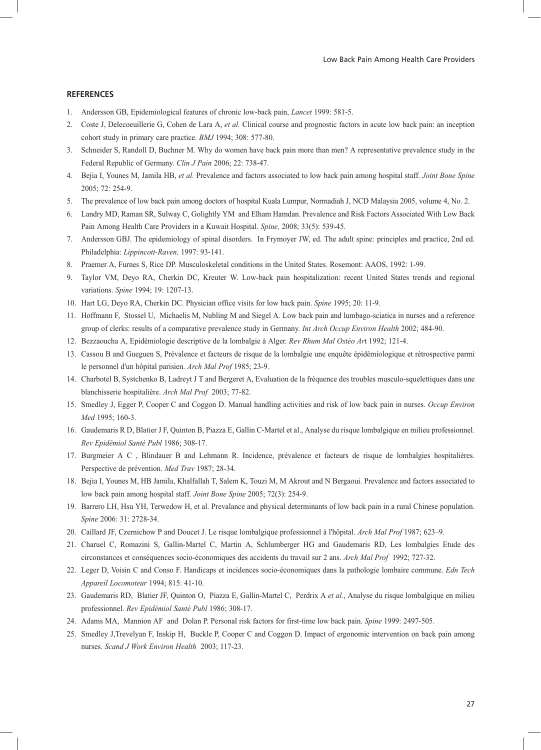## REFERENCES

1. Andersson GB, Epidemiological features of chronic low-back pain, *Lancet* 1999: 581-5.
2. Coste J, Delecoeuillerie G, Cohen de Lara A, *et al.* Clinical course and prognostic factors in acute low back pain: an inception cohort study in primary care practice. *BMJ* 1994; 308: 577-80.
3. Schneider S, Randoll D, Buchner M. Why do women have back pain more than men? A representative prevalence study in the Federal Republic of Germany. *Clin J Pain* 2006; 22: 738-47.
4. Bejia I, Younes M, Jamila HB, *et al.* Prevalence and factors associated to low back pain among hospital staff. *Joint Bone Spine* 2005; 72: 254-9.
5. The prevalence of low back pain among doctors of hospital Kuala Lumpur, Normadiah J, NCD Malaysia 2005, volume 4, No. 2.
6. Landry MD, Raman SR, Sulway C, Golightly YM and Elham Hamdan. Prevalence and Risk Factors Associated With Low Back Pain Among Health Care Providers in a Kuwait Hospital. *Spine,* 2008; 33(5): 539-45.
7. Andersson GBJ. The epidemiology of spinal disorders. In Frymoyer JW, ed. The adult spine: principles and practice, 2nd ed. Philadelphia: *Lippincott-Raven,* 1997: 93-141.
8. Praemer A, Furnes S, Rice DP. Musculoskeletal conditions in the United States. Rosemont: AAOS, 1992: 1-99.
9. Taylor VM, Deyo RA, Cherkin DC, Kreuter W. Low-back pain hospitalization: recent United States trends and regional variations. *Spine* 1994; 19: 1207-13.
10. Hart LG, Deyo RA, Cherkin DC. Physician office visits for low back pain. *Spine* 1995; 20: 11-9.
11. Hoffmann F, Stossel U, Michaelis M, Nubling M and Siegel A. Low back pain and lumbago-sciatica in nurses and a reference group of clerks: results of a comparative prevalence study in Germany. *Int Arch Occup Environ Health* 2002; 484-90.
12. Bezzaoucha A, Epidémiologie descriptive de la lombalgie à Alger. *Rev Rhum Mal Ostéo Ar*t 1992; 121-4.
13. Cassou B and Gueguen S, Prévalence et facteurs de risque de la lombalgie une enquête épidémiologique et rétrospective parmi le personnel d'un hôpital parisien. *Arch Mal Prof* 1985; 23-9.
14. Charbotel B, Systchenko B, Ladreyt J T and Bergeret A, Evaluation de la fréquence des troubles musculo-squelettiques dans une blanchisserie hospitalière. *Arch Mal Prof* 2003; 77-82.
15. Smedley J, Egger P, Cooper C and Coggon D. Manual handling activities and risk of low back pain in nurses. *Occup Environ Med* 1995; 160-3.
16. Gaudemaris R D, Blatier J F, Quinton B, Piazza E, Gallin C-Martel et al., Analyse du risque lombalgique en milieu professionnel. *Rev Epidémiol Santé Publ* 1986; 308-17.
17. Burgmeier A C , Blindauer B and Lehmann R. Incidence, prévalence et facteurs de risque de lombalgies hospitalières. Perspective de prévention. *Med Trav* 1987; 28-34.
18. Bejia I, Younes M, HB Jamila, Khalfallah T, Salem K, Touzi M, M Akrout and N Bergaoui. Prevalence and factors associated to low back pain among hospital staff. *Joint Bone Spine* 2005; 72(3): 254-9.
19. Barrero LH, Hsu YH, Terwedow H, et al. Prevalance and physical determinants of low back pain in a rural Chinese population. *Spine* 2006: 31: 2728-34.
20. Caillard JF, Czernichow P and Doucet J. Le risque lombalgique professionnel à l'hôpital. *Arch Mal Prof* 1987; 623–9.
21. Charuel C, Romazini S, Gallin-Martel C, Martin A, Schlumberger HG and Gaudemaris RD, Les lombalgies Etude des circonstances et conséquences socio-économiques des accidents du travail sur 2 ans. *Arch Mal Prof* 1992; 727-32.
22. Leger D, Voisin C and Conso F. Handicaps et incidences socio-économiques dans la pathologie lombaire commune. *Edn Tech Appareil Locomoteur* 1994; 815: 41-10.
23. Gaudemaris RD, Blatier JF, Quinton O, Piazza E, Gallin-Martel C, Perdrix A *et al.*, Analyse du risque lombalgique en milieu professionnel. *Rev Epidémiol Santé Publ* 1986; 308-17.
24. Adams MA, Mannion AF and Dolan P. Personal risk factors for first-time low back pain. *Spine* 1999: 2497-505.
25. Smedley J,Trevelyan F, Inskip H, Buckle P, Cooper C and Coggon D. Impact of ergonomic intervention on back pain among nurses. *Scand J Work Environ Health* 2003; 117-23.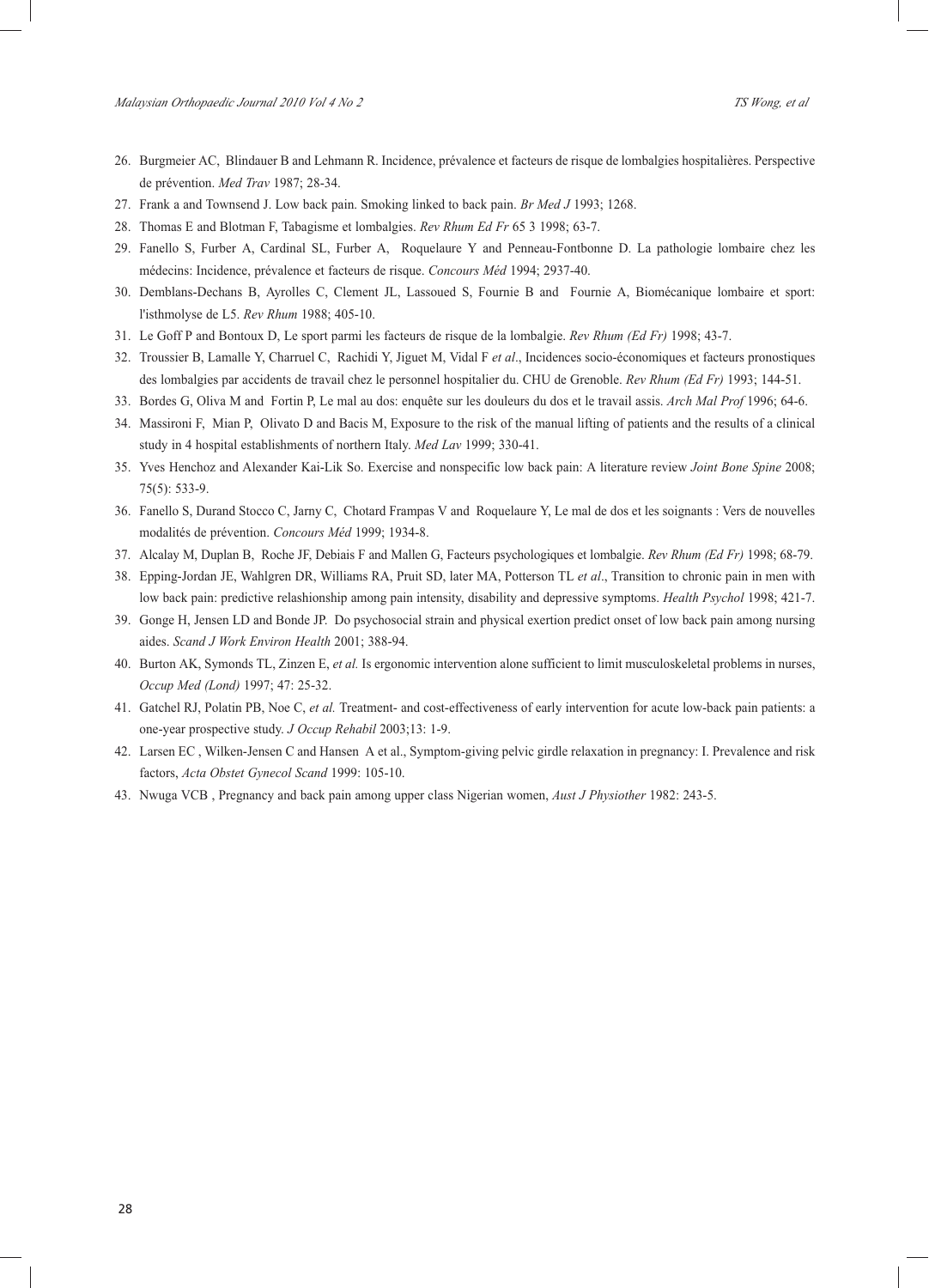26. Burgmeier AC, Blindauer B and Lehmann R. Incidence, prévalence et facteurs de risque de lombalgies hospitalières. Perspective de prévention. *Med Trav* 1987; 28-34.
27. Frank a and Townsend J. Low back pain. Smoking linked to back pain. *Br Med J* 1993; 1268.
28. Thomas E and Blotman F, Tabagisme et lombalgies. *Rev Rhum Ed Fr* 65 3 1998; 63-7.
29. Fanello S, Furber A, Cardinal SL, Furber A, Roquelaure Y and Penneau-Fontbonne D. La pathologie lombaire chez les médecins: Incidence, prévalence et facteurs de risque. *Concours Méd* 1994; 2937-40.
30. Demblans-Dechans B, Ayrolles C, Clement JL, Lassoued S, Fournie B and Fournie A, Biomécanique lombaire et sport: l'isthmolyse de L5. *Rev Rhum* 1988; 405-10.
31. Le Goff P and Bontoux D, Le sport parmi les facteurs de risque de la lombalgie. *Rev Rhum (Ed Fr)* 1998; 43-7.
32. Troussier B, Lamalle Y, Charruel C, Rachidi Y, Jiguet M, Vidal F *et al*., Incidences socio-économiques et facteurs pronostiques des lombalgies par accidents de travail chez le personnel hospitalier du. CHU de Grenoble. *Rev Rhum (Ed Fr)* 1993; 144-51.
33. Bordes G, Oliva M and Fortin P, Le mal au dos: enquête sur les douleurs du dos et le travail assis. *Arch Mal Prof* 1996; 64-6.
34. Massironi F, Mian P, Olivato D and Bacis M, Exposure to the risk of the manual lifting of patients and the results of a clinical study in 4 hospital establishments of northern Italy. *Med Lav* 1999; 330-41.
35. Yves Henchoz and Alexander Kai-Lik So. Exercise and nonspecific low back pain: A literature review *Joint Bone Spine* 2008; 75(5): 533-9.
36. Fanello S, Durand Stocco C, Jarny C, Chotard Frampas V and Roquelaure Y, Le mal de dos et les soignants : Vers de nouvelles modalités de prévention. *Concours Méd* 1999; 1934-8.
37. Alcalay M, Duplan B, Roche JF, Debiais F and Mallen G, Facteurs psychologiques et lombalgie. *Rev Rhum (Ed Fr)* 1998; 68-79.
38. Epping-Jordan JE, Wahlgren DR, Williams RA, Pruit SD, later MA, Potterson TL *et al*., Transition to chronic pain in men with low back pain: predictive relashionship among pain intensity, disability and depressive symptoms. *Health Psychol* 1998; 421-7.
39. Gonge H, Jensen LD and Bonde JP. Do psychosocial strain and physical exertion predict onset of low back pain among nursing aides. *Scand J Work Environ Health* 2001; 388-94.
40. Burton AK, Symonds TL, Zinzen E, *et al.* Is ergonomic intervention alone sufficient to limit musculoskeletal problems in nurses, *Occup Med (Lond)* 1997; 47: 25-32.
41. Gatchel RJ, Polatin PB, Noe C, *et al.* Treatment- and cost-effectiveness of early intervention for acute low-back pain patients: a one-year prospective study. *J Occup Rehabil* 2003;13: 1-9.
42. Larsen EC , Wilken-Jensen C and Hansen A et al., Symptom-giving pelvic girdle relaxation in pregnancy: I. Prevalence and risk factors, *Acta Obstet Gynecol Scand* 1999: 105-10.
43. Nwuga VCB , Pregnancy and back pain among upper class Nigerian women, *Aust J Physiother* 1982: 243-5.